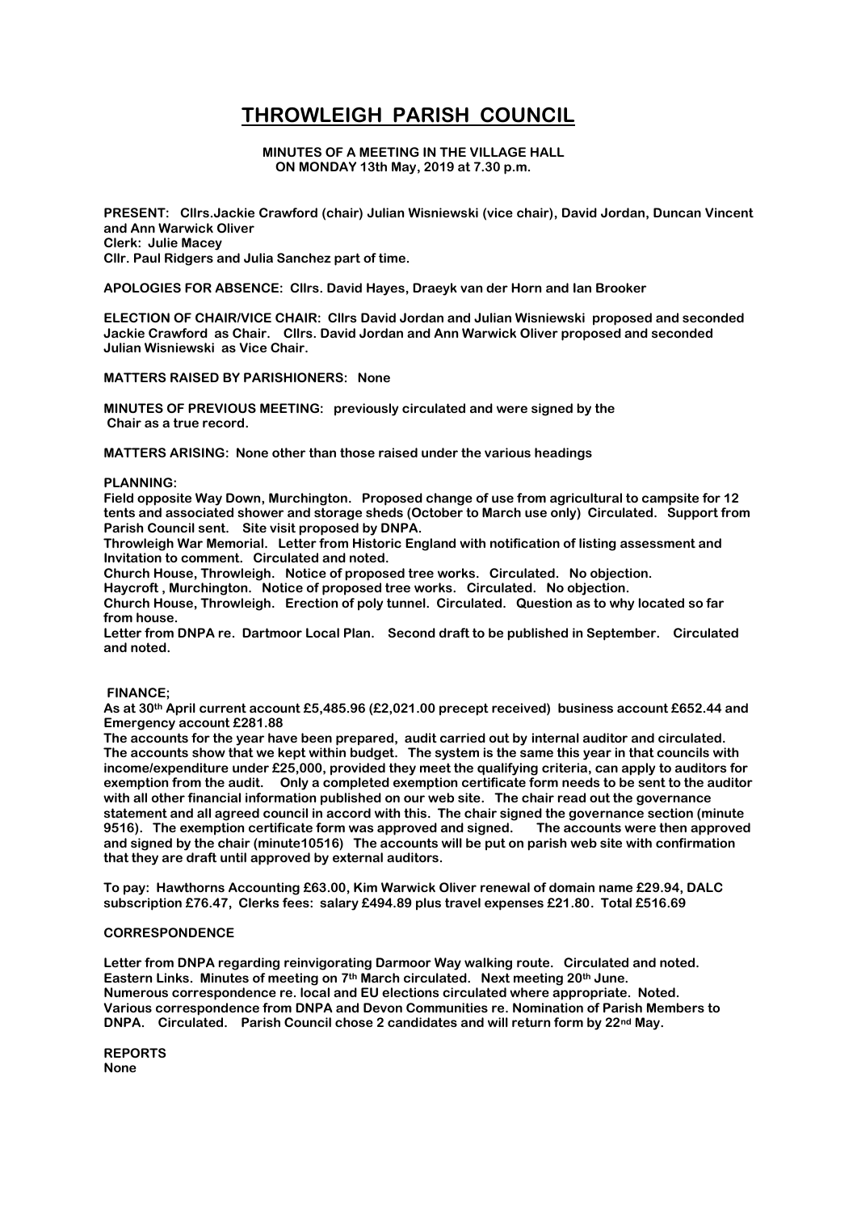# THROWLEIGH PARISH COUNCIL

**MINUTES OF A MEETING IN THE VILLAGE HALL ON MONDAY 13th May, 2019 at 7.30 p.m.**

**PRESENT: Cllrs.Jackie Crawford (chair) Julian Wisniewski (vice chair), David Jordan, Duncan Vincent and Ann Warwick Oliver**
**Clerk: Julie Macey**
**Cllr. Paul Ridgers and Julia Sanchez part of time.**

**APOLOGIES FOR ABSENCE: Cllrs. David Hayes, Draeyk van der Horn and Ian Brooker**

**ELECTION OF CHAIR/VICE CHAIR: Cllrs David Jordan and Julian Wisniewski proposed and seconded Jackie Crawford as Chair. Cllrs. David Jordan and Ann Warwick Oliver proposed and seconded Julian Wisniewski as Vice Chair.**

**MATTERS RAISED BY PARISHIONERS: None**

**MINUTES OF PREVIOUS MEETING: previously circulated and were signed by the Chair as a true record.**

**MATTERS ARISING: None other than those raised under the various headings**

**PLANNING:**
**Field opposite Way Down, Murchington. Proposed change of use from agricultural to campsite for 12 tents and associated shower and storage sheds (October to March use only) Circulated. Support from Parish Council sent. Site visit proposed by DNPA.**
**Throwleigh War Memorial. Letter from Historic England with notification of listing assessment and Invitation to comment. Circulated and noted.**
**Church House, Throwleigh. Notice of proposed tree works. Circulated. No objection.**
**Haycroft , Murchington. Notice of proposed tree works. Circulated. No objection.**
**Church House, Throwleigh. Erection of poly tunnel. Circulated. Question as to why located so far from house.**
**Letter from DNPA re. Dartmoor Local Plan. Second draft to be published in September. Circulated and noted.**

**FINANCE;**
**As at 30th April current account £5,485.96 (£2,021.00 precept received) business account £652.44 and Emergency account £281.88**
**The accounts for the year have been prepared, audit carried out by internal auditor and circulated. The accounts show that we kept within budget. The system is the same this year in that councils with income/expenditure under £25,000, provided they meet the qualifying criteria, can apply to auditors for exemption from the audit. Only a completed exemption certificate form needs to be sent to the auditor with all other financial information published on our web site. The chair read out the governance statement and all agreed council in accord with this. The chair signed the governance section (minute 9516). The exemption certificate form was approved and signed. The accounts were then approved and signed by the chair (minute10516) The accounts will be put on parish web site with confirmation that they are draft until approved by external auditors.**

**To pay: Hawthorns Accounting £63.00, Kim Warwick Oliver renewal of domain name £29.94, DALC subscription £76.47, Clerks fees: salary £494.89 plus travel expenses £21.80. Total £516.69**

**CORRESPONDENCE**

**Letter from DNPA regarding reinvigorating Darmoor Way walking route. Circulated and noted.**
**Eastern Links. Minutes of meeting on 7th March circulated. Next meeting 20th June.**
**Numerous correspondence re. local and EU elections circulated where appropriate. Noted.**
**Various correspondence from DNPA and Devon Communities re. Nomination of Parish Members to DNPA. Circulated. Parish Council chose 2 candidates and will return form by 22nd May.**

**REPORTS**
**None**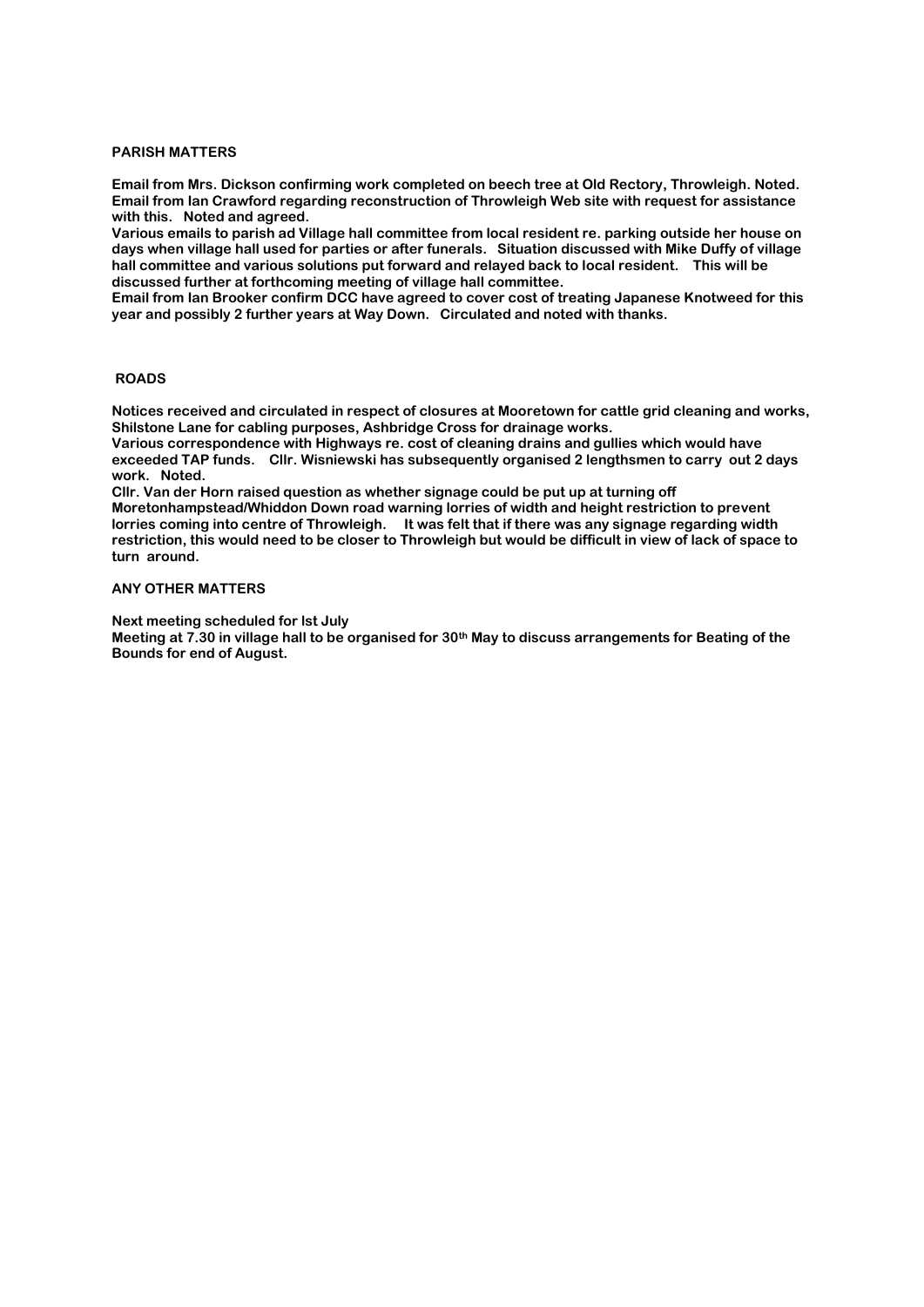**PARISH MATTERS**

**Email from Mrs. Dickson confirming work completed on beech tree at Old Rectory, Throwleigh. Noted.**
**Email from Ian Crawford regarding reconstruction of Throwleigh Web site with request for assistance with this. Noted and agreed.**
**Various emails to parish ad Village hall committee from local resident re. parking outside her house on days when village hall used for parties or after funerals. Situation discussed with Mike Duffy of village hall committee and various solutions put forward and relayed back to local resident. This will be discussed further at forthcoming meeting of village hall committee.**
**Email from Ian Brooker confirm DCC have agreed to cover cost of treating Japanese Knotweed for this year and possibly 2 further years at Way Down. Circulated and noted with thanks.**

**ROADS**

**Notices received and circulated in respect of closures at Mooretown for cattle grid cleaning and works, Shilstone Lane for cabling purposes, Ashbridge Cross for drainage works.**
**Various correspondence with Highways re. cost of cleaning drains and gullies which would have exceeded TAP funds. Cllr. Wisniewski has subsequently organised 2 lengthsmen to carry out 2 days work. Noted.**
**Cllr. Van der Horn raised question as whether signage could be put up at turning off Moretonhampstead/Whiddon Down road warning lorries of width and height restriction to prevent lorries coming into centre of Throwleigh. It was felt that if there was any signage regarding width restriction, this would need to be closer to Throwleigh but would be difficult in view of lack of space to turn around.**

**ANY OTHER MATTERS**

**Next meeting scheduled for lst July**
**Meeting at 7.30 in village hall to be organised for 30th May to discuss arrangements for Beating of the Bounds for end of August.**